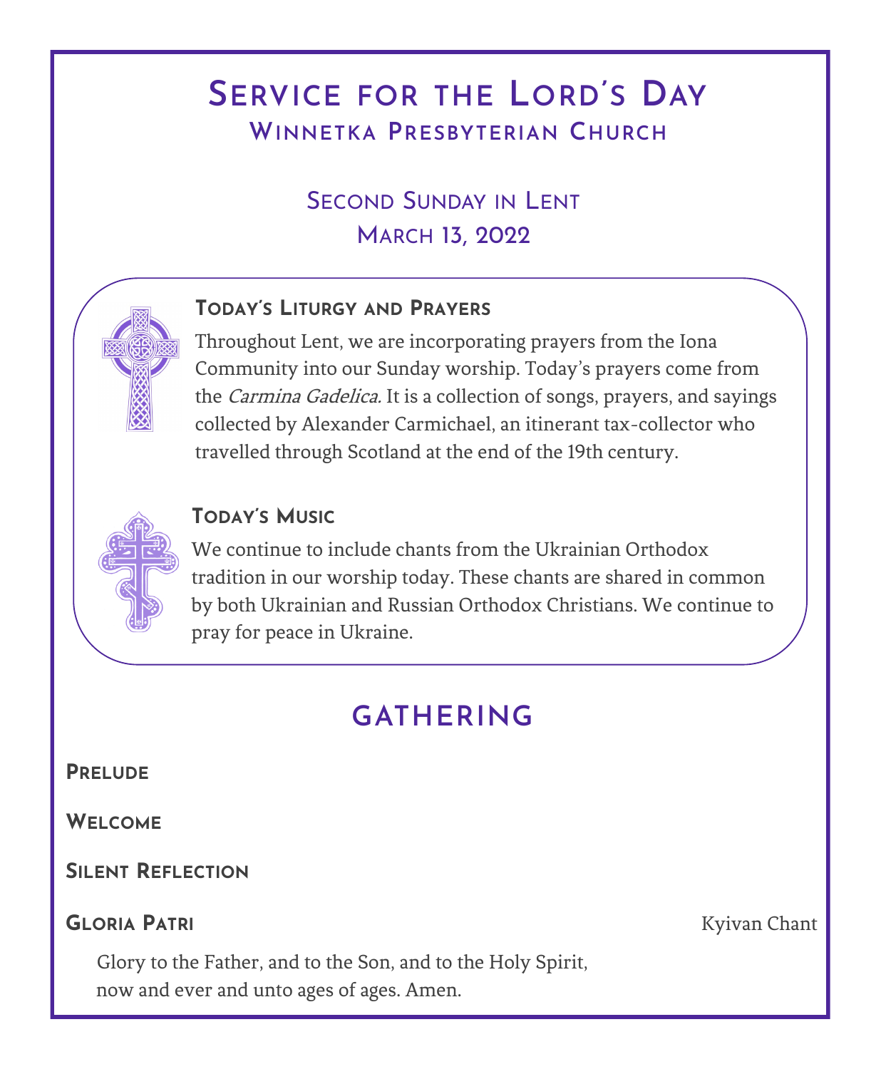# Service for the Lord's Day

## Winnetka Presbyterian Church

### Second Sunday in Lent
### March 13, 2022

**Today's Liturgy and Prayers**

Throughout Lent, we are incorporating prayers from the Iona Community into our Sunday worship. Today's prayers come from the *Carmina Gadelica.* It is a collection of songs, prayers, and sayings collected by Alexander Carmichael, an itinerant tax-collector who travelled through Scotland at the end of the 19th century.

**Today's Music**

We continue to include chants from the Ukrainian Orthodox tradition in our worship today. These chants are shared in common by both Ukrainian and Russian Orthodox Christians. We continue to pray for peace in Ukraine.

## GATHERING

**Prelude**

**Welcome**

**Silent Reflection**

**Gloria Patri** — Kyivan Chant

Glory to the Father, and to the Son, and to the Holy Spirit,
now and ever and unto ages of ages. Amen.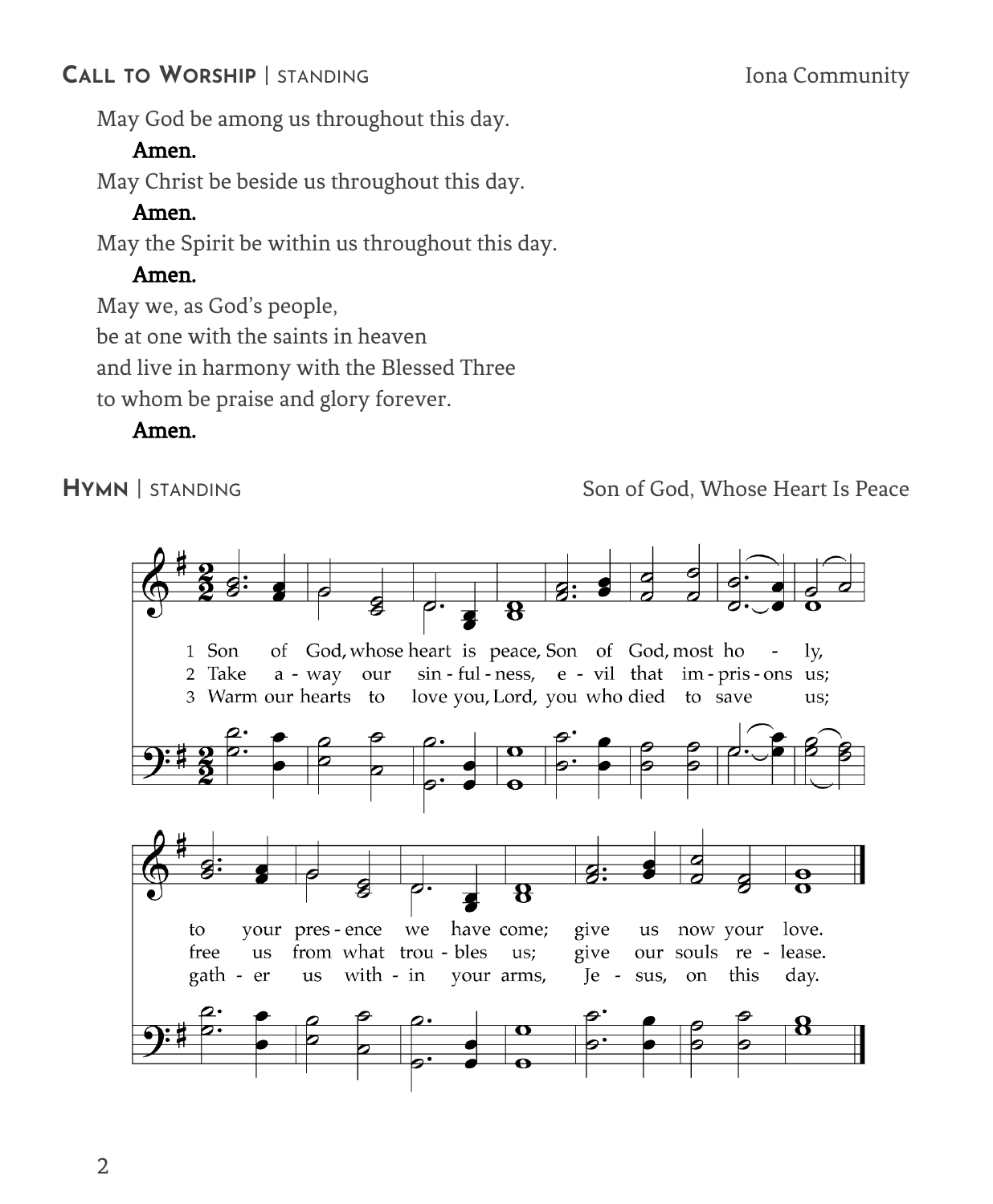## Call to Worship | standing

Iona Community

May God be among us throughout this day.

**Amen.**

May Christ be beside us throughout this day.

**Amen.**

May the Spirit be within us throughout this day.

**Amen.**

May we, as God's people,
be at one with the saints in heaven
and live in harmony with the Blessed Three
to whom be praise and glory forever.

**Amen.**

## Hymn | standing

Son of God, Whose Heart Is Peace

1 Son of God, whose heart is peace, Son of God, most holy, to your presence we have come; give us now your love.

2 Take away our sinfulness, evil that imprisons us; free us from what troubles us; give our souls release.

3 Warm our hearts to love you, Lord, you who died to save us; gather us within your arms, Jesus, on this day.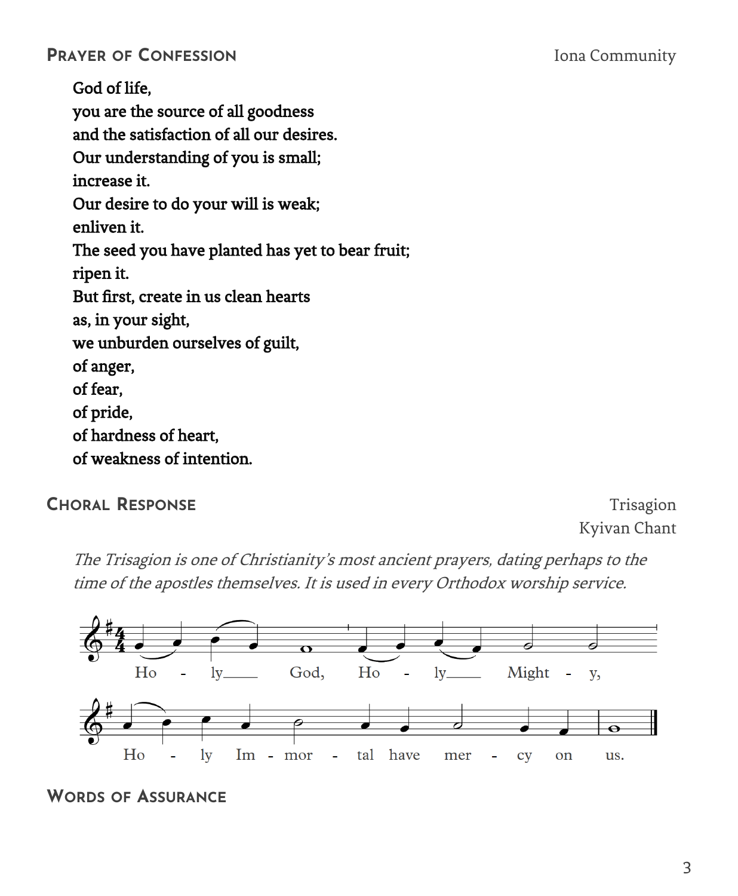## Prayer of Confession

Iona Community

**God of life,**
**you are the source of all goodness**
**and the satisfaction of all our desires.**
**Our understanding of you is small;**
**increase it.**
**Our desire to do your will is weak;**
**enliven it.**
**The seed you have planted has yet to bear fruit;**
**ripen it.**
**But first, create in us clean hearts**
**as, in your sight,**
**we unburden ourselves of guilt,**
**of anger,**
**of fear,**
**of pride,**
**of hardness of heart,**
**of weakness of intention.**

## Choral Response

Trisagion
Kyivan Chant

*The Trisagion is one of Christianity's most ancient prayers, dating perhaps to the time of the apostles themselves. It is used in every Orthodox worship service.*

Ho - ly God, Ho - ly Might - y,
Ho - ly Im - mor - tal have mer - cy on us.

## Words of Assurance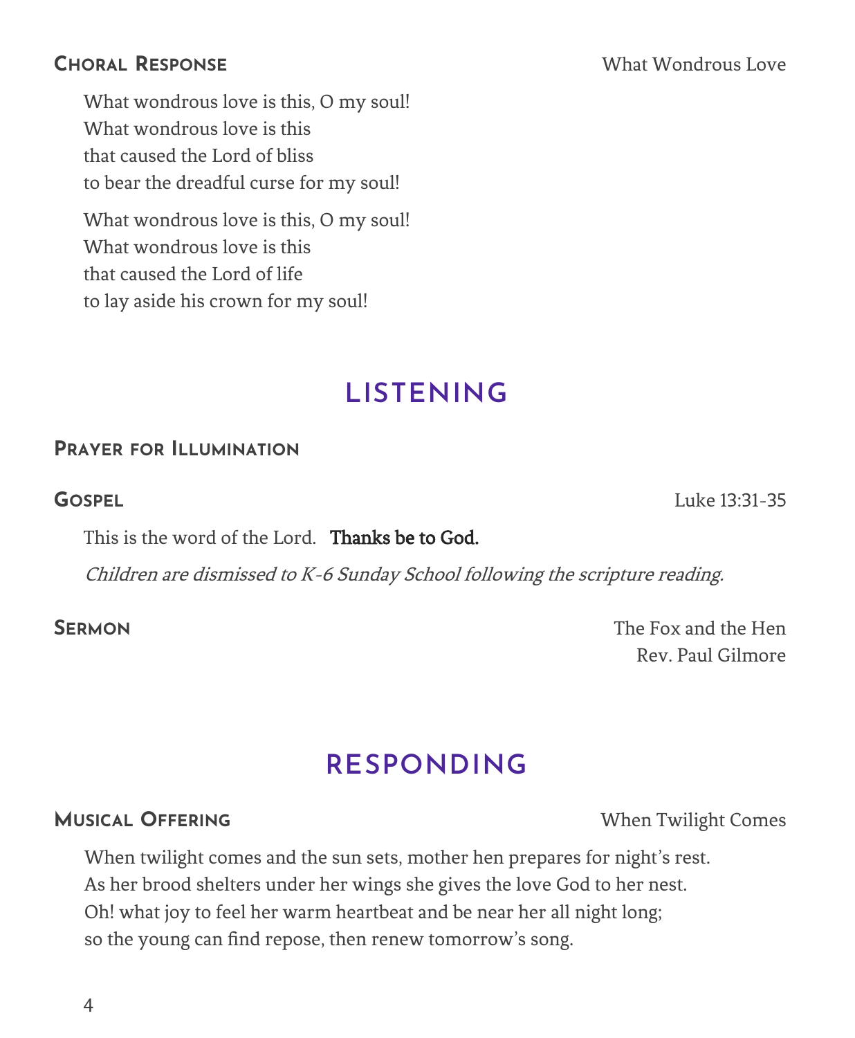**Choral Response** — What Wondrous Love

What wondrous love is this, O my soul!
What wondrous love is this
that caused the Lord of bliss
to bear the dreadful curse for my soul!

What wondrous love is this, O my soul!
What wondrous love is this
that caused the Lord of life
to lay aside his crown for my soul!

## LISTENING

**Prayer for Illumination**

**Gospel** — Luke 13:31-35

This is the word of the Lord. **Thanks be to God.**

*Children are dismissed to K-6 Sunday School following the scripture reading.*

**Sermon** — The Fox and the Hen
Rev. Paul Gilmore

## RESPONDING

**Musical Offering** — When Twilight Comes

When twilight comes and the sun sets, mother hen prepares for night's rest.
As her brood shelters under her wings she gives the love God to her nest.
Oh! what joy to feel her warm heartbeat and be near her all night long;
so the young can find repose, then renew tomorrow's song.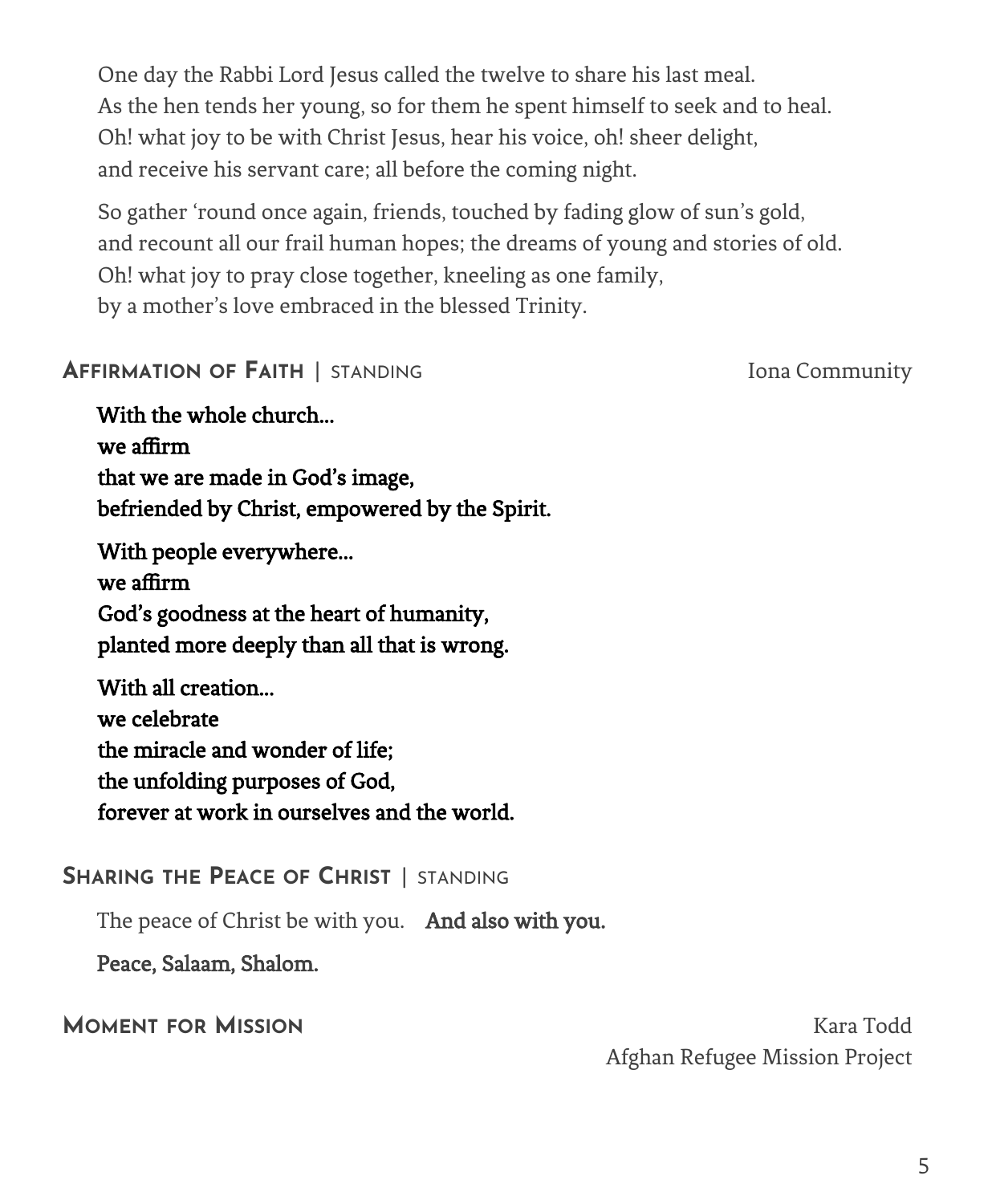One day the Rabbi Lord Jesus called the twelve to share his last meal.
As the hen tends her young, so for them he spent himself to seek and to heal.
Oh! what joy to be with Christ Jesus, hear his voice, oh! sheer delight,
and receive his servant care; all before the coming night.

So gather 'round once again, friends, touched by fading glow of sun's gold,
and recount all our frail human hopes; the dreams of young and stories of old.
Oh! what joy to pray close together, kneeling as one family,
by a mother's love embraced in the blessed Trinity.

## Affirmation of Faith | standing

Iona Community

**With the whole church…**
**we affirm**
**that we are made in God's image,**
**befriended by Christ, empowered by the Spirit.**

**With people everywhere…**
**we affirm**
**God's goodness at the heart of humanity,**
**planted more deeply than all that is wrong.**

**With all creation…**
**we celebrate**
**the miracle and wonder of life;**
**the unfolding purposes of God,**
**forever at work in ourselves and the world.**

## Sharing the Peace of Christ | standing

The peace of Christ be with you. **And also with you.**

**Peace, Salaam, Shalom.**

## Moment for Mission

Kara Todd
Afghan Refugee Mission Project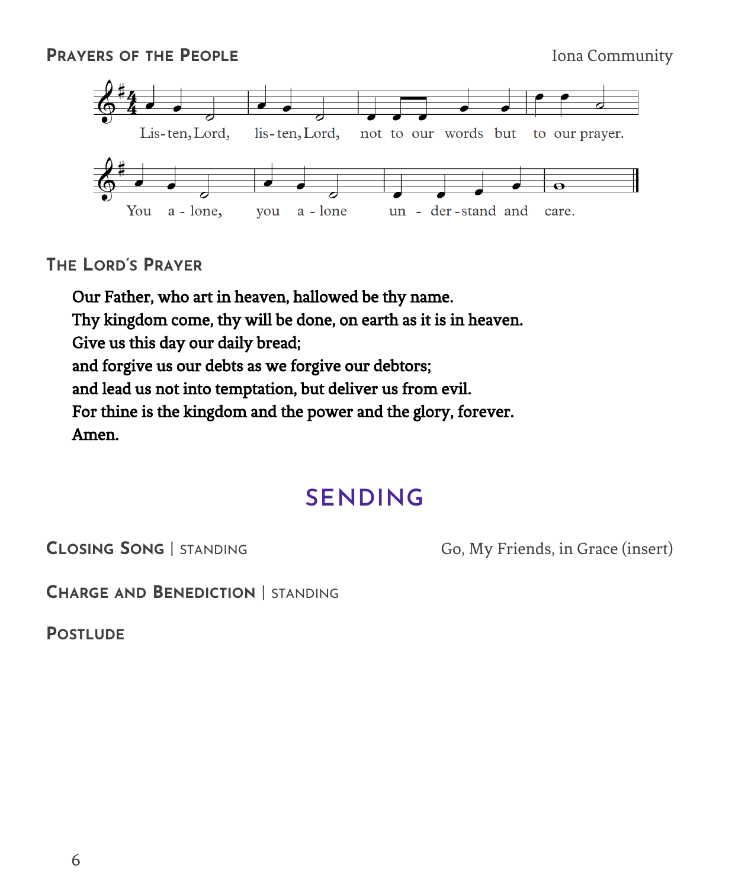**PRAYERS OF THE PEOPLE** Iona Community

Listen, Lord, listen, Lord, not to our words but to our prayer.
You alone, you alone understand and care.

**THE LORD'S PRAYER**

> **Our Father, who art in heaven, hallowed be thy name.**
> **Thy kingdom come, thy will be done, on earth as it is in heaven.**
> **Give us this day our daily bread;**
> **and forgive us our debts as we forgive our debtors;**
> **and lead us not into temptation, but deliver us from evil.**
> **For thine is the kingdom and the power and the glory, forever.**
> **Amen.**

## SENDING

**CLOSING SONG** | STANDING Go, My Friends, in Grace (insert)

**CHARGE AND BENEDICTION** | STANDING

**POSTLUDE**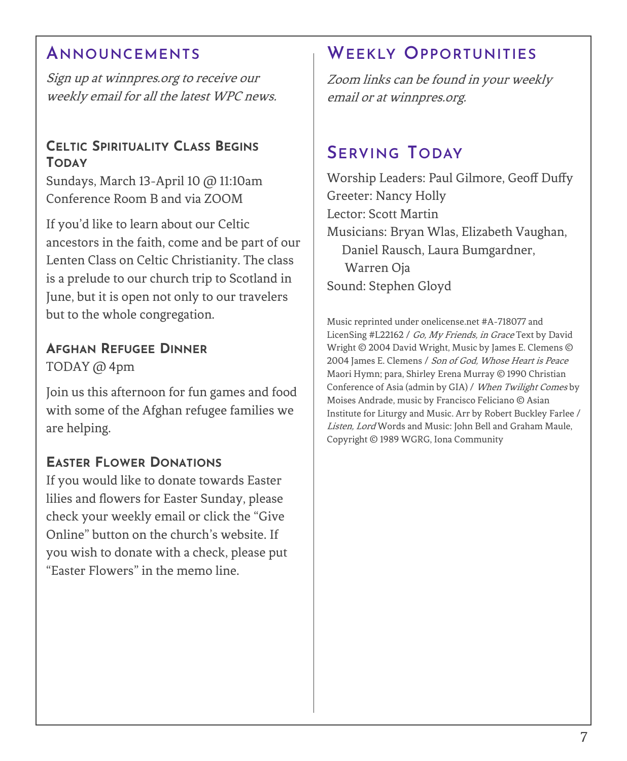## Announcements

*Sign up at winnpres.org to receive our weekly email for all the latest WPC news.*

### Celtic Spirituality Class Begins Today

Sundays, March 13-April 10 @ 11:10am
Conference Room B and via ZOOM

If you'd like to learn about our Celtic ancestors in the faith, come and be part of our Lenten Class on Celtic Christianity. The class is a prelude to our church trip to Scotland in June, but it is open not only to our travelers but to the whole congregation.

### Afghan Refugee Dinner

TODAY @ 4pm

Join us this afternoon for fun games and food with some of the Afghan refugee families we are helping.

### Easter Flower Donations

If you would like to donate towards Easter lilies and flowers for Easter Sunday, please check your weekly email or click the "Give Online" button on the church's website. If you wish to donate with a check, please put "Easter Flowers" in the memo line.

## Weekly Opportunities

*Zoom links can be found in your weekly email or at winnpres.org.*

## Serving Today

Worship Leaders: Paul Gilmore, Geoff Duffy
Greeter: Nancy Holly
Lector: Scott Martin
Musicians: Bryan Wlas, Elizabeth Vaughan, Daniel Rausch, Laura Bumgardner, Warren Oja
Sound: Stephen Gloyd

Music reprinted under onelicense.net #A-718077 and LicenSing #L22162 / *Go, My Friends, in Grace* Text by David Wright © 2004 David Wright, Music by James E. Clemens © 2004 James E. Clemens / *Son of God, Whose Heart is Peace* Maori Hymn; para, Shirley Erena Murray © 1990 Christian Conference of Asia (admin by GIA) / *When Twilight Comes* by Moises Andrade, music by Francisco Feliciano © Asian Institute for Liturgy and Music. Arr by Robert Buckley Farlee / *Listen, Lord* Words and Music: John Bell and Graham Maule, Copyright © 1989 WGRG, Iona Community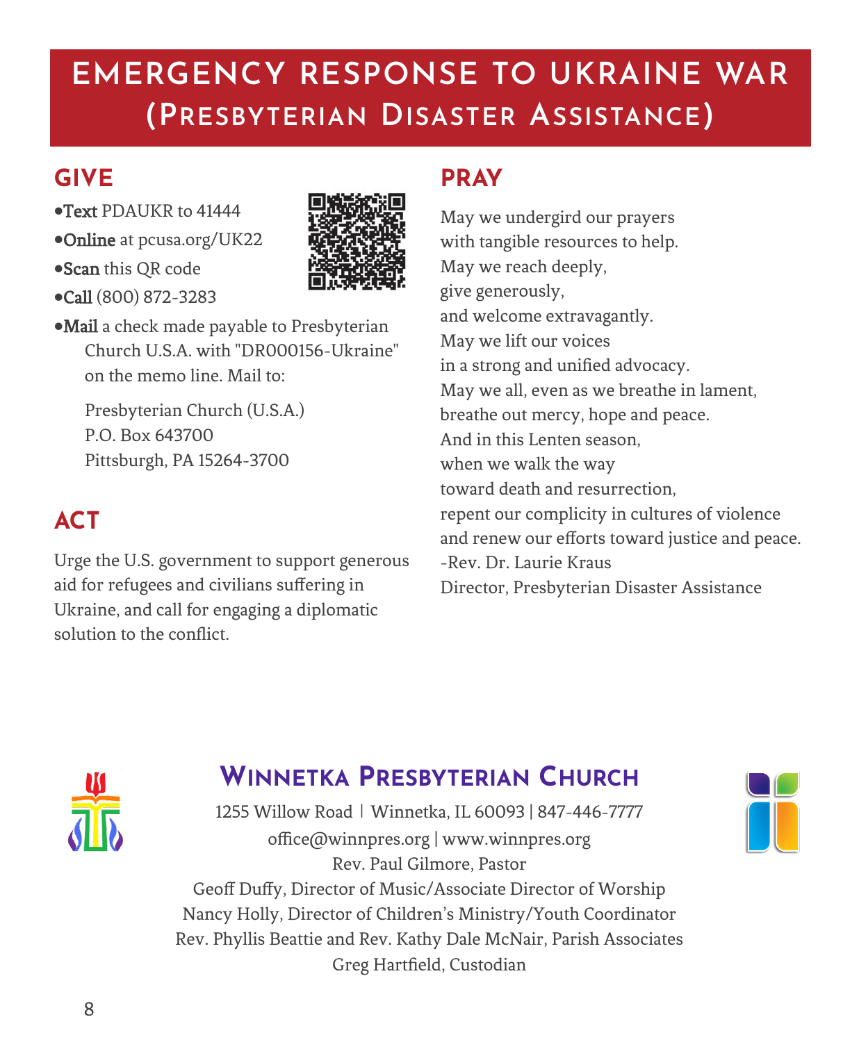# EMERGENCY RESPONSE TO UKRAINE WAR (Presbyterian Disaster Assistance)

## GIVE

- **Text** PDAUKR to 41444
- **Online** at pcusa.org/UK22
- **Scan** this QR code
- **Call** (800) 872-3283
- **Mail** a check made payable to Presbyterian Church U.S.A. with "DR000156-Ukraine" on the memo line. Mail to:

  Presbyterian Church (U.S.A.)
  P.O. Box 643700
  Pittsburgh, PA 15264-3700

## ACT

Urge the U.S. government to support generous aid for refugees and civilians suffering in Ukraine, and call for engaging a diplomatic solution to the conflict.

## PRAY

May we undergird our prayers
with tangible resources to help.
May we reach deeply,
give generously,
and welcome extravagantly.
May we lift our voices
in a strong and unified advocacy.
May we all, even as we breathe in lament,
breathe out mercy, hope and peace.
And in this Lenten season,
when we walk the way
toward death and resurrection,
repent our complicity in cultures of violence
and renew our efforts toward justice and peace.
-Rev. Dr. Laurie Kraus
Director, Presbyterian Disaster Assistance

## Winnetka Presbyterian Church

1255 Willow Road | Winnetka, IL 60093 | 847-446-7777
office@winnpres.org | www.winnpres.org
Rev. Paul Gilmore, Pastor
Geoff Duffy, Director of Music/Associate Director of Worship
Nancy Holly, Director of Children's Ministry/Youth Coordinator
Rev. Phyllis Beattie and Rev. Kathy Dale McNair, Parish Associates
Greg Hartfield, Custodian